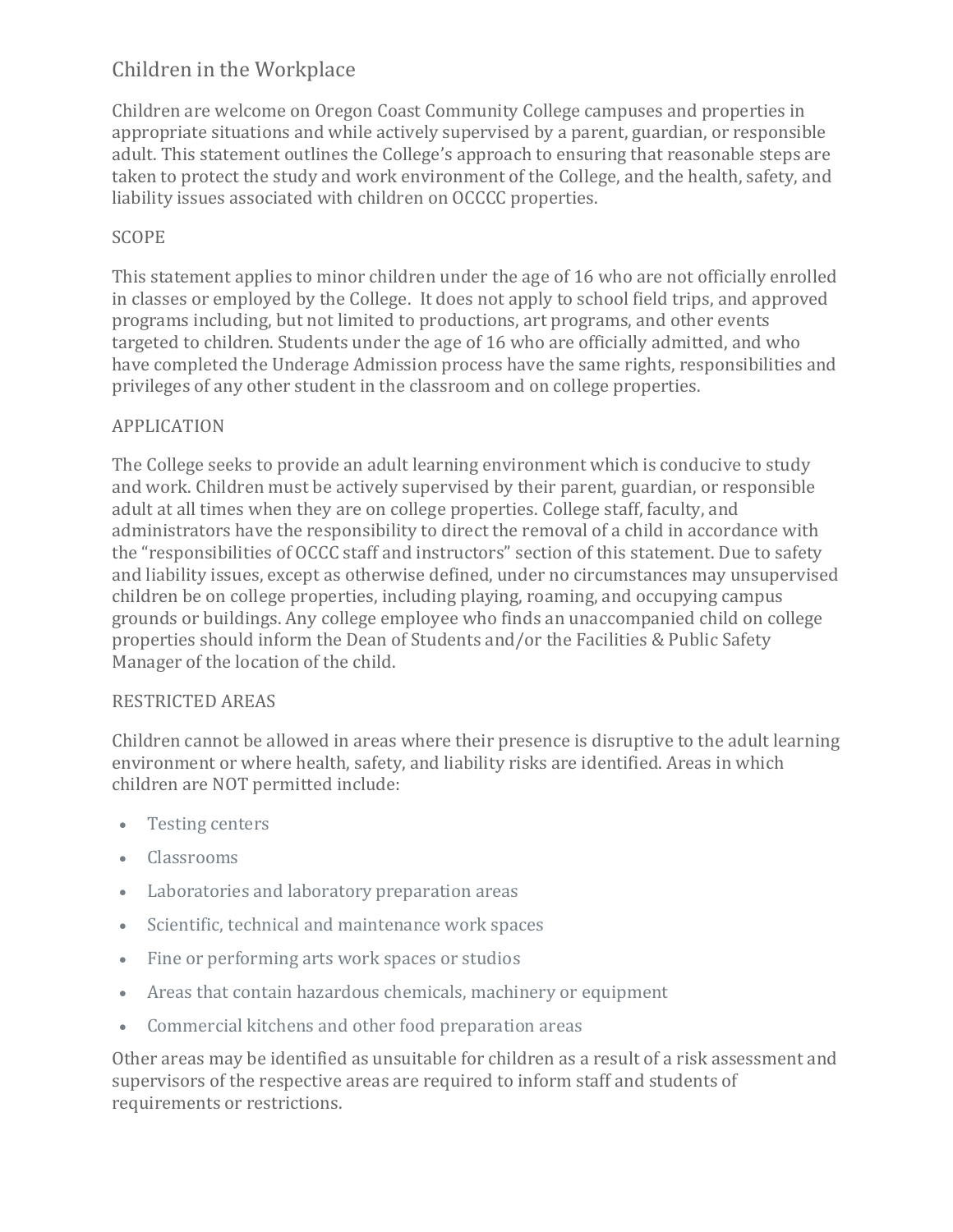# Children in the Workplace

Children are welcome on Oregon Coast Community College campuses and properties in appropriate situations and while actively supervised by a parent, guardian, or responsible adult. This statement outlines the College's approach to ensuring that reasonable steps are taken to protect the study and work environment of the College, and the health, safety, and liability issues associated with children on OCCCC properties.

## SCOPE

This statement applies to minor children under the age of 16 who are not officially enrolled in classes or employed by the College. It does not apply to school field trips, and approved programs including, but not limited to productions, art programs, and other events targeted to children. Students under the age of 16 who are officially admitted, and who have completed the Underage Admission process have the same rights, responsibilities and privileges of any other student in the classroom and on college properties.

## APPLICATION

The College seeks to provide an adult learning environment which is conducive to study and work. Children must be actively supervised by their parent, guardian, or responsible adult at all times when they are on college properties. College staff, faculty, and administrators have the responsibility to direct the removal of a child in accordance with the "responsibilities of OCCC staff and instructors" section of this statement. Due to safety and liability issues, except as otherwise defined, under no circumstances may unsupervised children be on college properties, including playing, roaming, and occupying campus grounds or buildings. Any college employee who finds an unaccompanied child on college properties should inform the Dean of Students and/or the Facilities & Public Safety Manager of the location of the child.

## RESTRICTED AREAS

Children cannot be allowed in areas where their presence is disruptive to the adult learning environment or where health, safety, and liability risks are identified. Areas in which children are NOT permitted include:

- Testing centers
- Classrooms
- Laboratories and laboratory preparation areas
- Scientific, technical and maintenance work spaces
- Fine or performing arts work spaces or studios
- Areas that contain hazardous chemicals, machinery or equipment
- Commercial kitchens and other food preparation areas

Other areas may be identified as unsuitable for children as a result of a risk assessment and supervisors of the respective areas are required to inform staff and students of requirements or restrictions.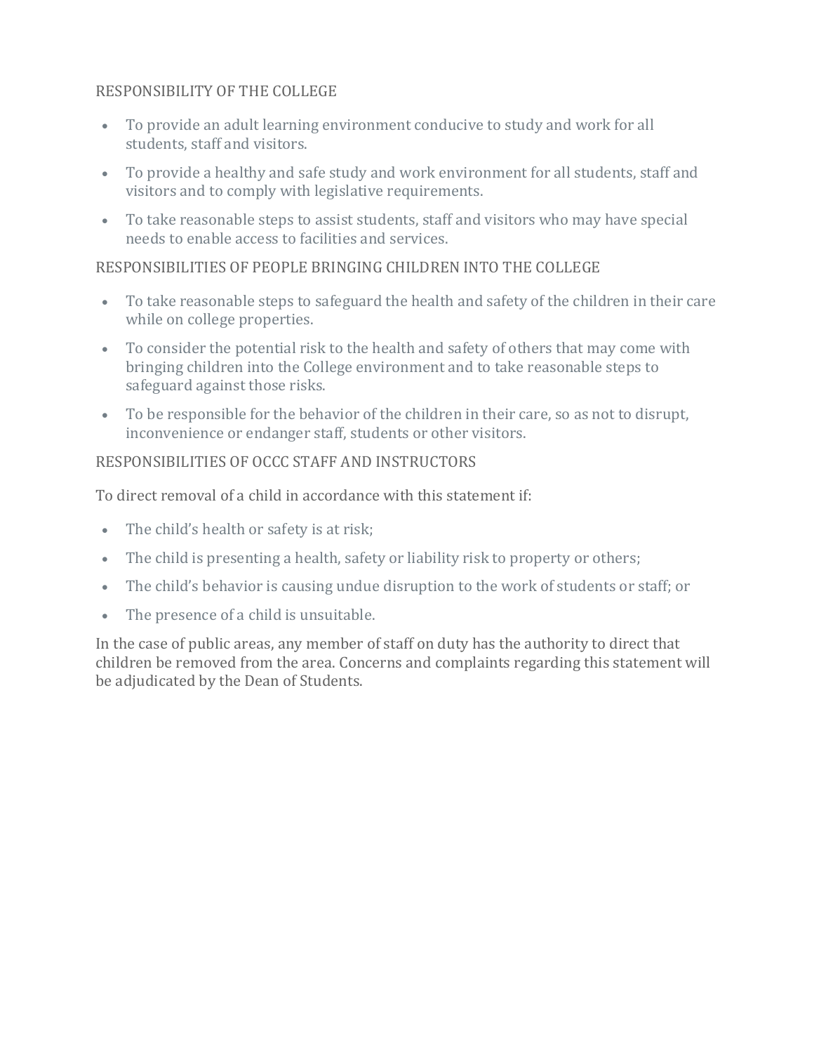## RESPONSIBILITY OF THE COLLEGE

- To provide an adult learning environment conducive to study and work for all students, staff and visitors.
- To provide a healthy and safe study and work environment for all students, staff and visitors and to comply with legislative requirements.
- To take reasonable steps to assist students, staff and visitors who may have special needs to enable access to facilities and services.

## RESPONSIBILITIES OF PEOPLE BRINGING CHILDREN INTO THE COLLEGE

- To take reasonable steps to safeguard the health and safety of the children in their care while on college properties.
- To consider the potential risk to the health and safety of others that may come with bringing children into the College environment and to take reasonable steps to safeguard against those risks.
- To be responsible for the behavior of the children in their care, so as not to disrupt, inconvenience or endanger staff, students or other visitors.

## RESPONSIBILITIES OF OCCC STAFF AND INSTRUCTORS

To direct removal of a child in accordance with this statement if:

- The child's health or safety is at risk;
- The child is presenting a health, safety or liability risk to property or others;
- The child's behavior is causing undue disruption to the work of students or staff; or
- The presence of a child is unsuitable.

In the case of public areas, any member of staff on duty has the authority to direct that children be removed from the area. Concerns and complaints regarding this statement will be adjudicated by the Dean of Students.